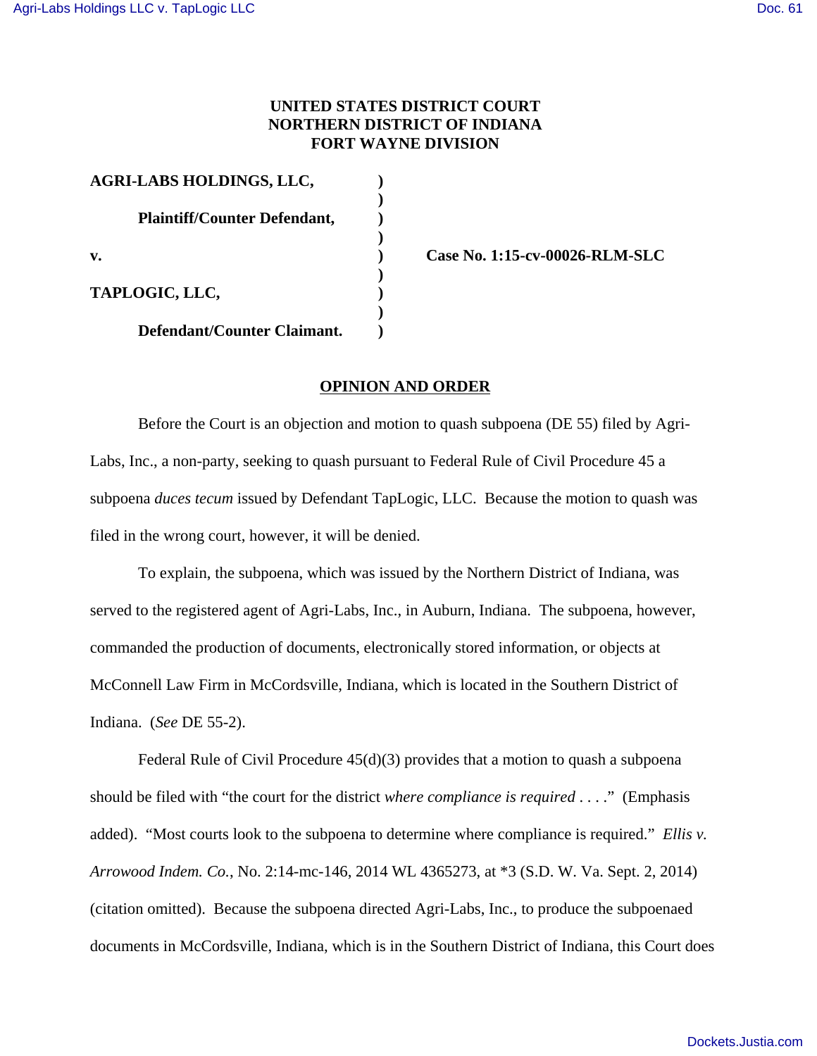**UNITED STATES DISTRICT COURT**
**NORTHERN DISTRICT OF INDIANA**
**FORT WAYNE DIVISION**

| | | |
|---|---|---|
| **AGRI-LABS HOLDINGS, LLC,** | **)** | |
| | **)** | |
| **Plaintiff/Counter Defendant,** | **)** | |
| | **)** | |
| **v.** | **)** | **Case No. 1:15-cv-00026-RLM-SLC** |
| | **)** | |
| **TAPLOGIC, LLC,** | **)** | |
| | **)** | |
| **Defendant/Counter Claimant.** | **)** | |

## OPINION AND ORDER

Before the Court is an objection and motion to quash subpoena (DE 55) filed by Agri-Labs, Inc., a non-party, seeking to quash pursuant to Federal Rule of Civil Procedure 45 a subpoena *duces tecum* issued by Defendant TapLogic, LLC. Because the motion to quash was filed in the wrong court, however, it will be denied.

To explain, the subpoena, which was issued by the Northern District of Indiana, was served to the registered agent of Agri-Labs, Inc., in Auburn, Indiana. The subpoena, however, commanded the production of documents, electronically stored information, or objects at McConnell Law Firm in McCordsville, Indiana, which is located in the Southern District of Indiana. (*See* DE 55-2).

Federal Rule of Civil Procedure 45(d)(3) provides that a motion to quash a subpoena should be filed with "the court for the district *where compliance is required* . . . ." (Emphasis added). "Most courts look to the subpoena to determine where compliance is required." *Ellis v. Arrowood Indem. Co.*, No. 2:14-mc-146, 2014 WL 4365273, at *3 (S.D. W. Va. Sept. 2, 2014) (citation omitted). Because the subpoena directed Agri-Labs, Inc., to produce the subpoenaed documents in McCordsville, Indiana, which is in the Southern District of Indiana, this Court does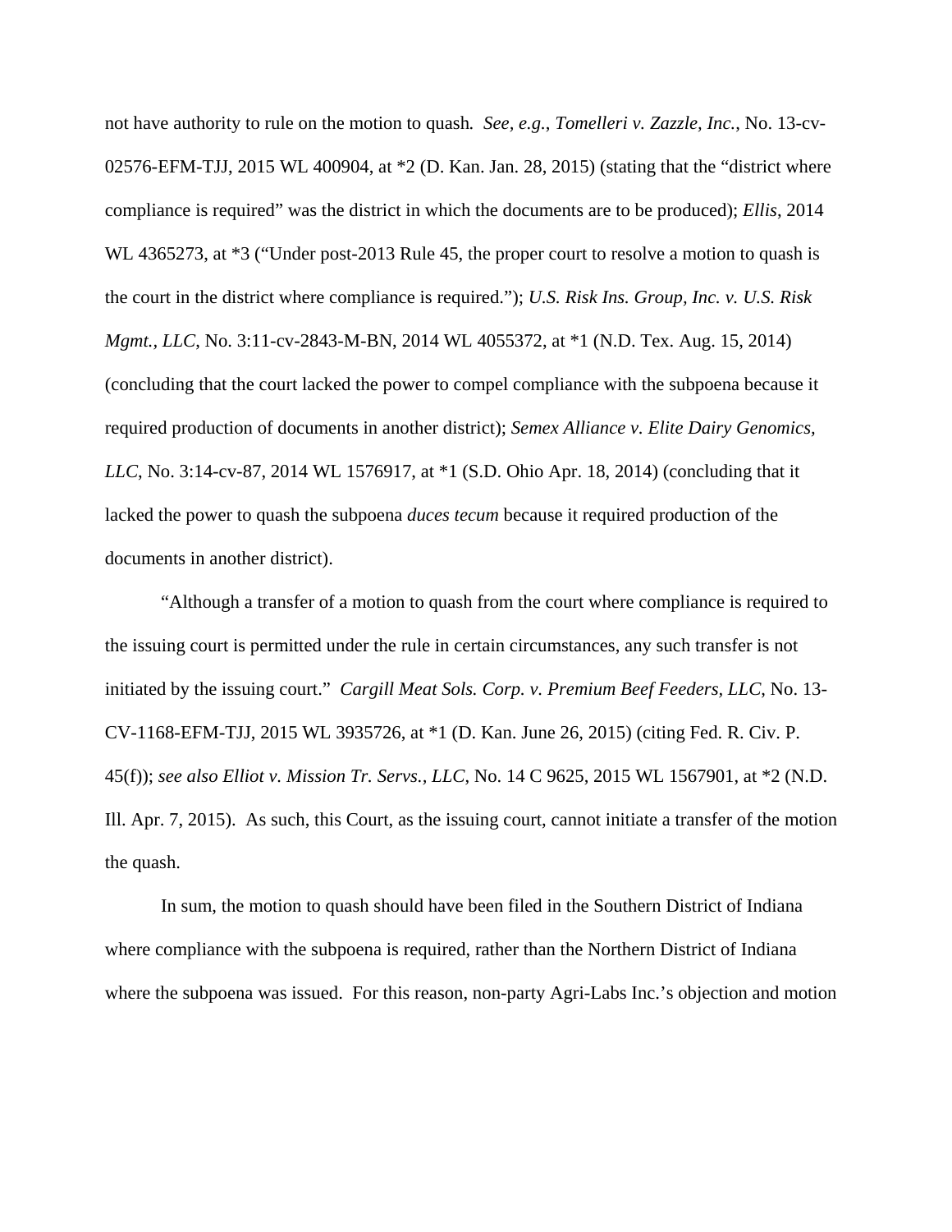not have authority to rule on the motion to quash. *See, e.g.*, *Tomelleri v. Zazzle, Inc.*, No. 13-cv-02576-EFM-TJJ, 2015 WL 400904, at *2 (D. Kan. Jan. 28, 2015) (stating that the "district where compliance is required" was the district in which the documents are to be produced); *Ellis*, 2014 WL 4365273, at *3 ("Under post-2013 Rule 45, the proper court to resolve a motion to quash is the court in the district where compliance is required."); *U.S. Risk Ins. Group, Inc. v. U.S. Risk Mgmt., LLC*, No. 3:11-cv-2843-M-BN, 2014 WL 4055372, at *1 (N.D. Tex. Aug. 15, 2014) (concluding that the court lacked the power to compel compliance with the subpoena because it required production of documents in another district); *Semex Alliance v. Elite Dairy Genomics, LLC*, No. 3:14-cv-87, 2014 WL 1576917, at *1 (S.D. Ohio Apr. 18, 2014) (concluding that it lacked the power to quash the subpoena *duces tecum* because it required production of the documents in another district).

"Although a transfer of a motion to quash from the court where compliance is required to the issuing court is permitted under the rule in certain circumstances, any such transfer is not initiated by the issuing court." *Cargill Meat Sols. Corp. v. Premium Beef Feeders, LLC*, No. 13-CV-1168-EFM-TJJ, 2015 WL 3935726, at *1 (D. Kan. June 26, 2015) (citing Fed. R. Civ. P. 45(f)); *see also Elliot v. Mission Tr. Servs., LLC*, No. 14 C 9625, 2015 WL 1567901, at *2 (N.D. Ill. Apr. 7, 2015). As such, this Court, as the issuing court, cannot initiate a transfer of the motion the quash.

In sum, the motion to quash should have been filed in the Southern District of Indiana where compliance with the subpoena is required, rather than the Northern District of Indiana where the subpoena was issued. For this reason, non-party Agri-Labs Inc.'s objection and motion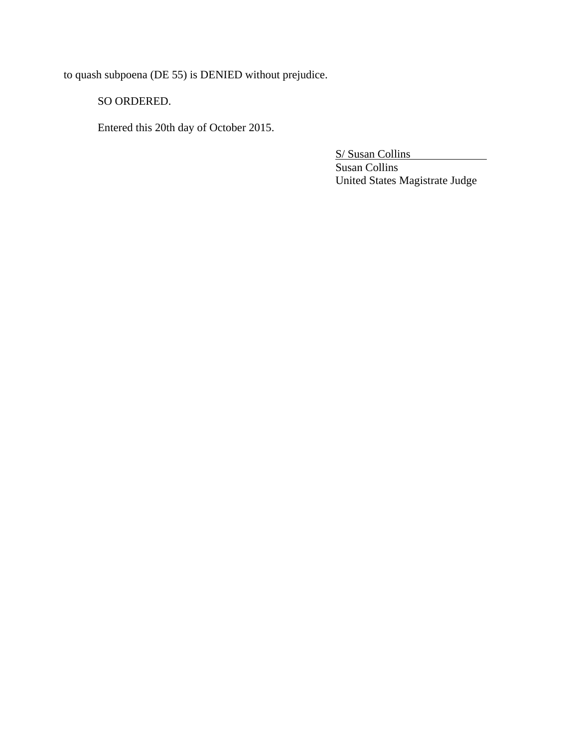to quash subpoena (DE 55) is DENIED without prejudice.

SO ORDERED.

Entered this 20th day of October 2015.

S/ Susan Collins
Susan Collins
United States Magistrate Judge